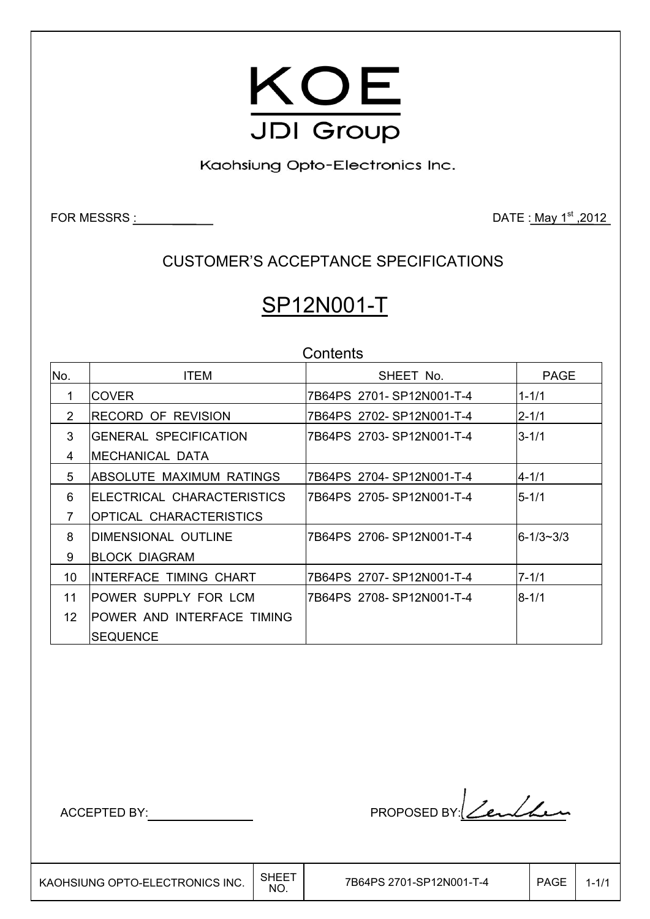# KOE

## JDI Group

Kaohsiung Opto-Electronics Inc.

FOR MESSRS :

DATE : May 1st ,2012

## CUSTOMER'S ACCEPTANCE SPECIFICATIONS

# SP12N001-T

Contents

| No. | ITEM | SHEET No. | PAGE |
|---|---|---|---|
| 1 | COVER | 7B64PS 2701- SP12N001-T-4 | 1-1/1 |
| 2 | RECORD OF REVISION | 7B64PS 2702- SP12N001-T-4 | 2-1/1 |
| 3 | GENERAL SPECIFICATION | 7B64PS 2703- SP12N001-T-4 | 3-1/1 |
| 4 | MECHANICAL DATA | | |
| 5 | ABSOLUTE MAXIMUM RATINGS | 7B64PS 2704- SP12N001-T-4 | 4-1/1 |
| 6 | ELECTRICAL CHARACTERISTICS | 7B64PS 2705- SP12N001-T-4 | 5-1/1 |
| 7 | OPTICAL CHARACTERISTICS | | |
| 8 | DIMENSIONAL OUTLINE | 7B64PS 2706- SP12N001-T-4 | 6-1/3~3/3 |
| 9 | BLOCK DIAGRAM | | |
| 10 | INTERFACE TIMING CHART | 7B64PS 2707- SP12N001-T-4 | 7-1/1 |
| 11 | POWER SUPPLY FOR LCM | 7B64PS 2708- SP12N001-T-4 | 8-1/1 |
| 12 | POWER AND INTERFACE TIMING SEQUENCE | | |

ACCEPTED BY:

PROPOSED BY: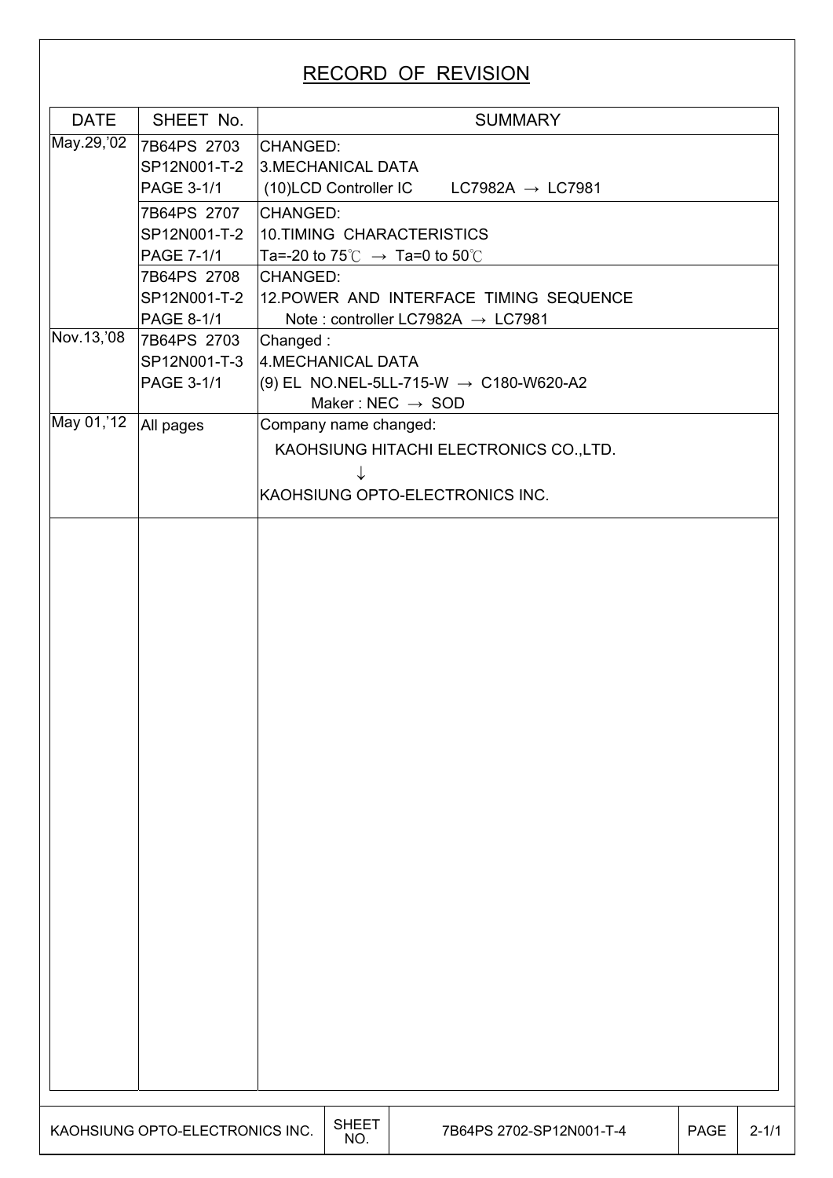# RECORD OF REVISION

| DATE | SHEET No. | SUMMARY |
|---|---|---|
| May.29,'02 | 7B64PS 2703<br>SP12N001-T-2<br>PAGE 3-1/1 | CHANGED:<br>3.MECHANICAL DATA<br>(10)LCD Controller IC LC7982A → LC7981 |
| | 7B64PS 2707<br>SP12N001-T-2<br>PAGE 7-1/1 | CHANGED:<br>10.TIMING CHARACTERISTICS<br>Ta=-20 to 75℃ → Ta=0 to 50℃ |
| | 7B64PS 2708<br>SP12N001-T-2<br>PAGE 8-1/1 | CHANGED:<br>12.POWER AND INTERFACE TIMING SEQUENCE<br>Note : controller LC7982A → LC7981 |
| Nov.13,'08 | 7B64PS 2703<br>SP12N001-T-3<br>PAGE 3-1/1 | Changed :<br>4.MECHANICAL DATA<br>(9) EL NO.NEL-5LL-715-W → C180-W620-A2<br>Maker : NEC → SOD |
| May 01,'12 | All pages | Company name changed:<br>KAOHSIUNG HITACHI ELECTRONICS CO.,LTD.<br>↓<br>KAOHSIUNG OPTO-ELECTRONICS INC. |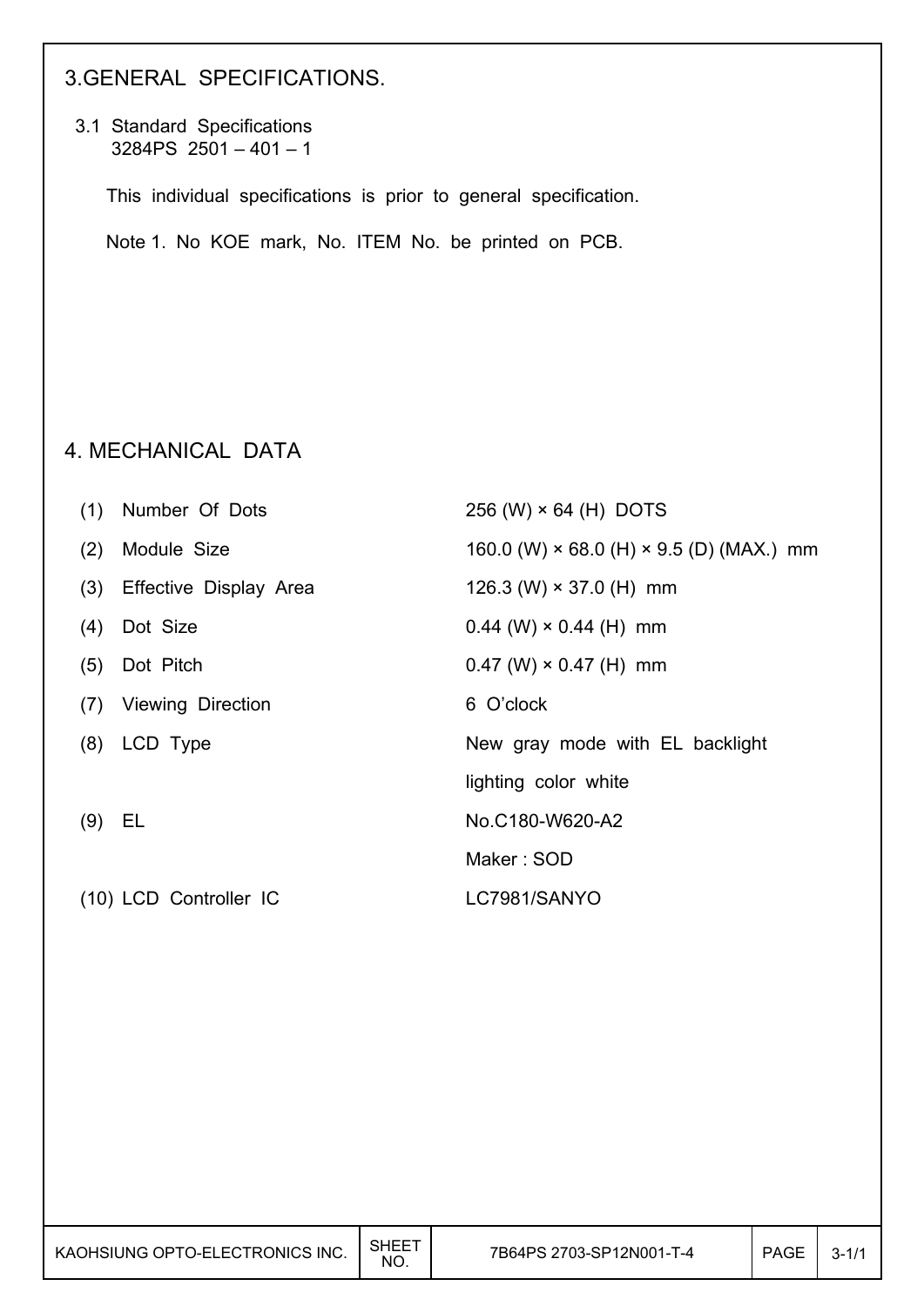# 3.GENERAL SPECIFICATIONS.

## 3.1 Standard Specifications

3284PS 2501 – 401 – 1

This individual specifications is prior to general specification.

Note 1. No KOE mark, No. ITEM No. be printed on PCB.

# 4. MECHANICAL DATA

| | |
|---|---|
| (1) Number Of Dots | 256 (W) × 64 (H) DOTS |
| (2) Module Size | 160.0 (W) × 68.0 (H) × 9.5 (D) (MAX.) mm |
| (3) Effective Display Area | 126.3 (W) × 37.0 (H) mm |
| (4) Dot Size | 0.44 (W) × 0.44 (H) mm |
| (5) Dot Pitch | 0.47 (W) × 0.47 (H) mm |
| (7) Viewing Direction | 6 O'clock |
| (8) LCD Type | New gray mode with EL backlight<br>lighting color white |
| (9) EL | No.C180-W620-A2<br>Maker : SOD |
| (10) LCD Controller IC | LC7981/SANYO |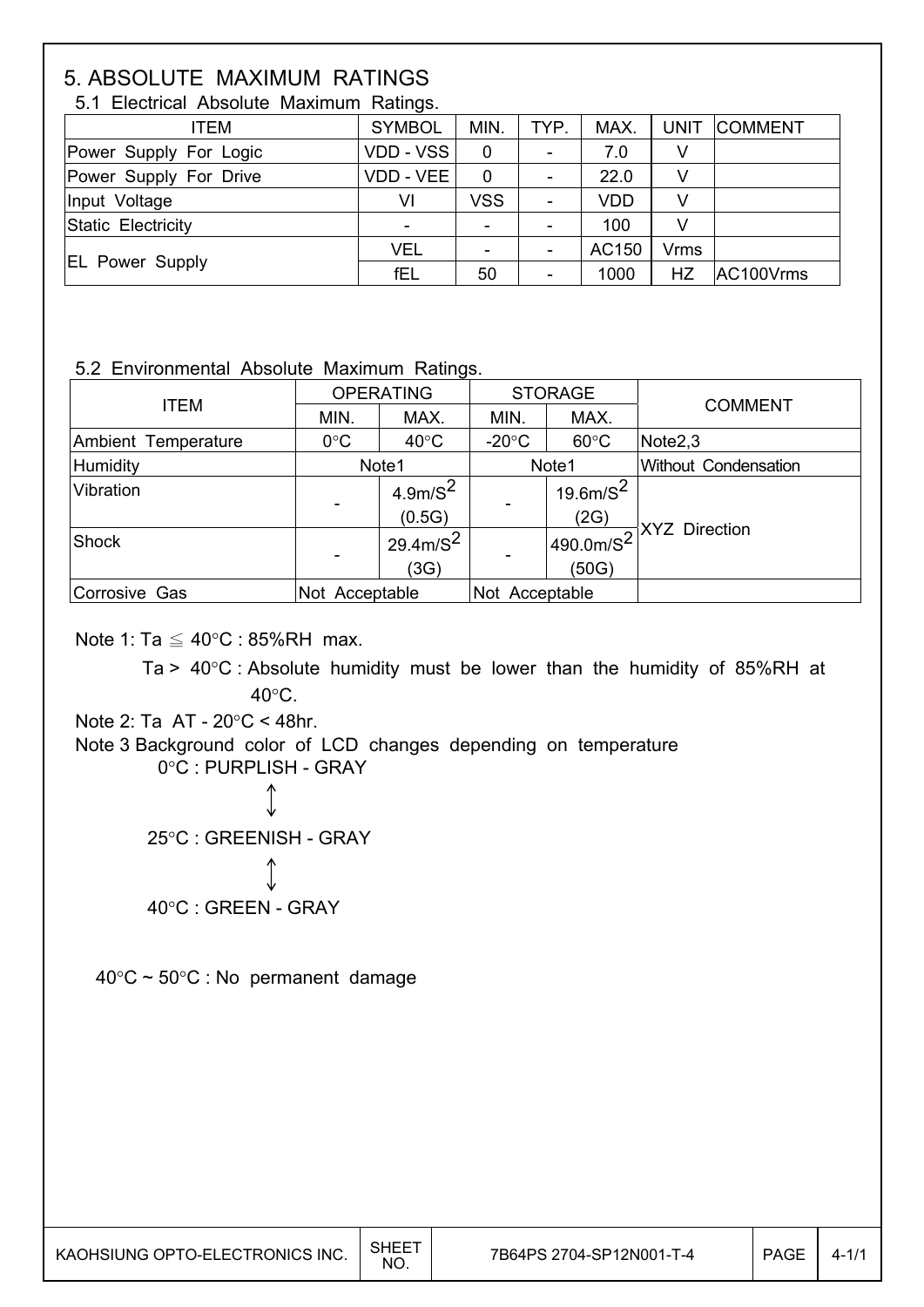# 5. ABSOLUTE MAXIMUM RATINGS

## 5.1 Electrical Absolute Maximum Ratings.

| ITEM | SYMBOL | MIN. | TYP. | MAX. | UNIT | COMMENT |
|---|---|---|---|---|---|---|
| Power Supply For Logic | VDD - VSS | 0 | - | 7.0 | V | |
| Power Supply For Drive | VDD - VEE | 0 | - | 22.0 | V | |
| Input Voltage | VI | VSS | - | VDD | V | |
| Static Electricity | - | - | - | 100 | V | |
| EL Power Supply | VEL | - | - | AC150 | Vrms | |
| | fEL | 50 | - | 1000 | HZ | AC100Vrms |

## 5.2 Environmental Absolute Maximum Ratings.

| ITEM | OPERATING | | STORAGE | | COMMENT |
|---|---|---|---|---|---|
| | MIN. | MAX. | MIN. | MAX. | |
| Ambient Temperature | 0°C | 40°C | -20°C | 60°C | Note2,3 |
| Humidity | Note1 | | Note1 | | Without Condensation |
| Vibration | - | $4.9m/S^2$ (0.5G) | - | $19.6m/S^2$ (2G) | XYZ Direction |
| Shock | - | $29.4m/S^2$ (3G) | - | $490.0m/S^2$ (50G) | XYZ Direction |
| Corrosive Gas | Not Acceptable | | Not Acceptable | | |

Note 1: Ta ≦ 40°C : 85%RH max.

Ta > 40°C : Absolute humidity must be lower than the humidity of 85%RH at 40°C.

Note 2: Ta AT - 20°C < 48hr.

Note 3 Background color of LCD changes depending on temperature

0°C : PURPLISH - GRAY

↕

25°C : GREENISH - GRAY

↕

40°C : GREEN - GRAY

40°C ~ 50°C : No permanent damage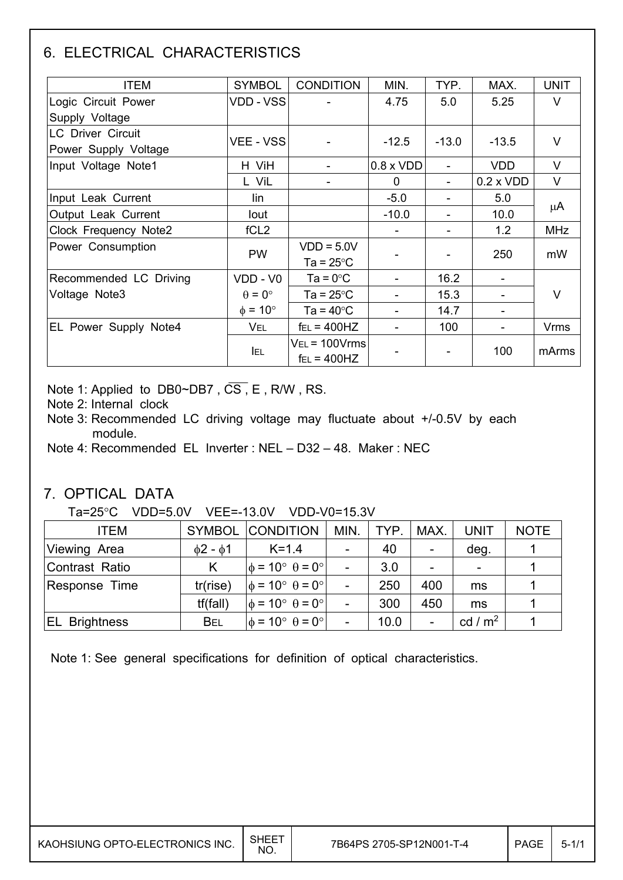## 6. ELECTRICAL CHARACTERISTICS

| ITEM | SYMBOL | CONDITION | MIN. | TYP. | MAX. | UNIT |
|---|---|---|---|---|---|---|
| Logic Circuit Power Supply Voltage | VDD - VSS | - | 4.75 | 5.0 | 5.25 | V |
| LC Driver Circuit Power Supply Voltage | VEE - VSS | - | -12.5 | -13.0 | -13.5 | V |
| Input Voltage Note1 | H ViH | - | 0.8 x VDD | - | VDD | V |
| | L ViL | - | 0 | - | 0.2 x VDD | V |
| Input Leak Current | Iin | | -5.0 | - | 5.0 | μA |
| Output Leak Current | Iout | | -10.0 | - | 10.0 | μA |
| Clock Frequency Note2 | fCL2 | | - | - | 1.2 | MHz |
| Power Consumption | PW | VDD = 5.0V Ta = 25°C | - | - | 250 | mW |
| Recommended LC Driving Voltage Note3 | VDD - V0 | Ta = 0°C | - | 16.2 | - | V |
| | θ = 0° | Ta = 25°C | - | 15.3 | - | V |
| | φ = 10° | Ta = 40°C | - | 14.7 | - | V |
| EL Power Supply Note4 | $V_{EL}$ | $f_{EL}$ = 400HZ | - | 100 | - | Vrms |
| | $I_{EL}$ | $V_{EL}$ = 100Vrms $f_{EL}$ = 400HZ | - | - | 100 | mArms |

Note 1: Applied to DB0~DB7 , $\overline{CS}$ , E , R/W , RS.

Note 2: Internal clock

Note 3: Recommended LC driving voltage may fluctuate about +/-0.5V by each module.

Note 4: Recommended EL Inverter : NEL – D32 – 48. Maker : NEC

## 7. OPTICAL DATA

Ta=25°C VDD=5.0V VEE=-13.0V VDD-V0=15.3V

| ITEM | SYMBOL | CONDITION | MIN. | TYP. | MAX. | UNIT | NOTE |
|---|---|---|---|---|---|---|---|
| Viewing Area | φ2 - φ1 | K=1.4 | - | 40 | - | deg. | 1 |
| Contrast Ratio | K | φ = 10° θ = 0° | - | 3.0 | - | - | 1 |
| Response Time | tr(rise) | φ = 10° θ = 0° | - | 250 | 400 | ms | 1 |
| | tf(fall) | φ = 10° θ = 0° | - | 300 | 450 | ms | 1 |
| EL Brightness | $B_{EL}$ | φ = 10° θ = 0° | - | 10.0 | - | cd / m$^2$ | 1 |

Note 1: See general specifications for definition of optical characteristics.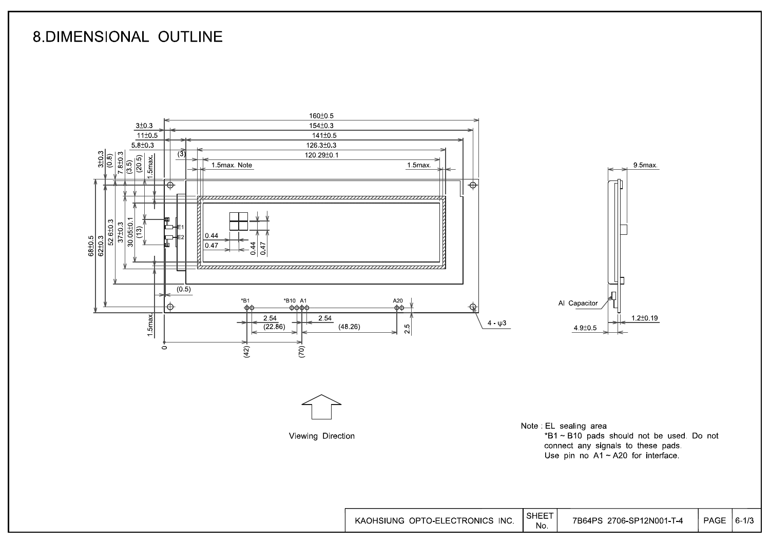# 8.DIMENSIONAL OUTLINE

Viewing Direction

Note : EL sealing area
*B1 ~ B10 pads should not be used. Do not connect any signals to these pads.
Use pin no A1 ~ A20 for interface.

| KAOHSIUNG OPTO-ELECTRONICS INC. | SHEET No. | 7B64PS 2706-SP12N001-T-4 | PAGE | 6-1/3 |
|---|---|---|---|---|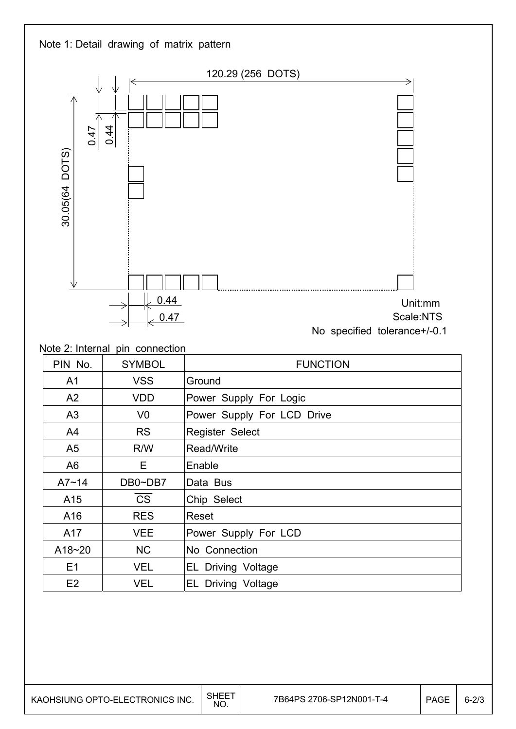Note 1: Detail drawing of matrix pattern

120.29 (256 DOTS)

30.05(64 DOTS)

0.47

0.44

0.44

0.47

Unit:mm

Scale:NTS

No specified tolerance+/-0.1

Note 2: Internal pin connection

| PIN No. | SYMBOL | FUNCTION |
|---|---|---|
| A1 | VSS | Ground |
| A2 | VDD | Power Supply For Logic |
| A3 | V0 | Power Supply For LCD Drive |
| A4 | RS | Register Select |
| A5 | R/W | Read/Write |
| A6 | E | Enable |
| A7~14 | DB0~DB7 | Data Bus |
| A15 | $\overline{CS}$ | Chip Select |
| A16 | $\overline{RES}$ | Reset |
| A17 | VEE | Power Supply For LCD |
| A18~20 | NC | No Connection |
| E1 | VEL | EL Driving Voltage |
| E2 | VEL | EL Driving Voltage |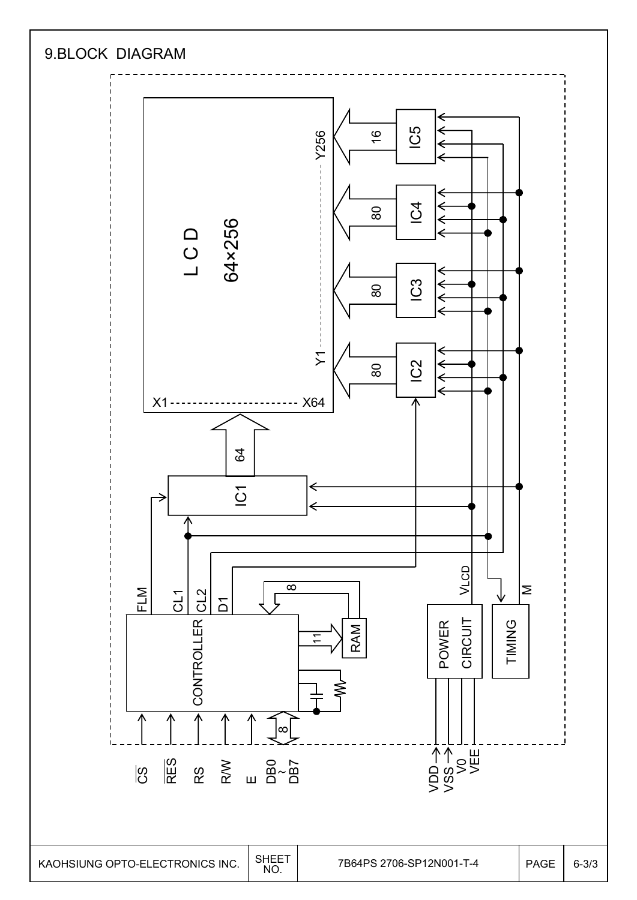## 9.BLOCK DIAGRAM

LCD 64×256

X1 ------------------------------ X64

Y1 ------------------------------ Y256

IC1, IC2, IC3, IC4, IC5

64, 80, 80, 80, 16

FLM, CL1, CL2, D1

CONTROLLER

RAM

11, 8

POWER CIRCUIT

$V_{LCD}$

TIMING

M

$\overline{CS}$, $\overline{RES}$, RS, R/W, E, DB0 ~ DB7 (8)

VDD, VSS, V0, VEE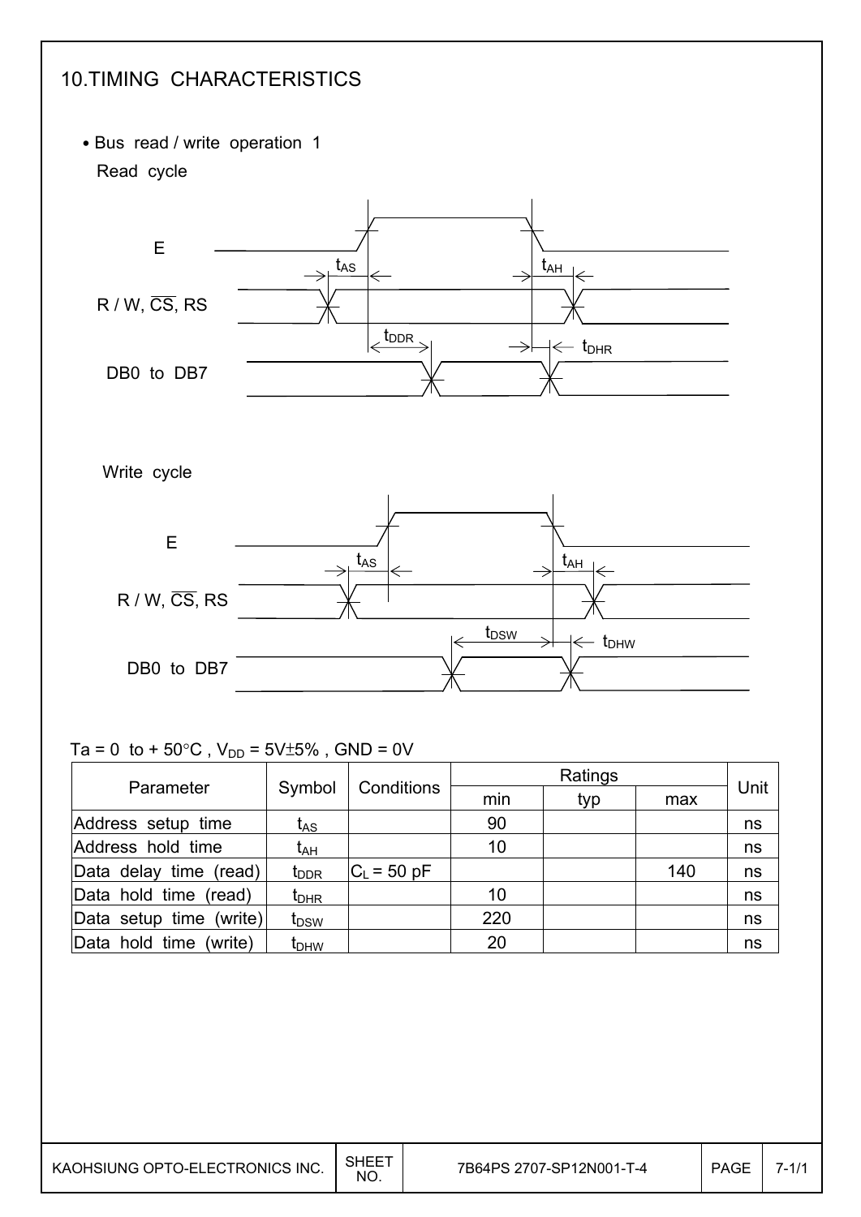## 10.TIMING CHARACTERISTICS

• Bus read / write operation 1

Read cycle

E

R / W, $\overline{CS}$, RS

DB0 to DB7

$t_{AS}$ $t_{AH}$ $t_{DDR}$ $t_{DHR}$

Write cycle

E

R / W, $\overline{CS}$, RS

DB0 to DB7

$t_{AS}$ $t_{AH}$ $t_{DSW}$ $t_{DHW}$

Ta = 0 to + 50°C , $V_{DD}$ = 5V±5% , GND = 0V

| Parameter | Symbol | Conditions | Ratings | | | Unit |
|---|---|---|---|---|---|---|
| | | | min | typ | max | |
| Address setup time | $t_{AS}$ | | 90 | | | ns |
| Address hold time | $t_{AH}$ | | 10 | | | ns |
| Data delay time (read) | $t_{DDR}$ | $C_L$ = 50 pF | | | 140 | ns |
| Data hold time (read) | $t_{DHR}$ | | 10 | | | ns |
| Data setup time (write) | $t_{DSW}$ | | 220 | | | ns |
| Data hold time (write) | $t_{DHW}$ | | 20 | | | ns |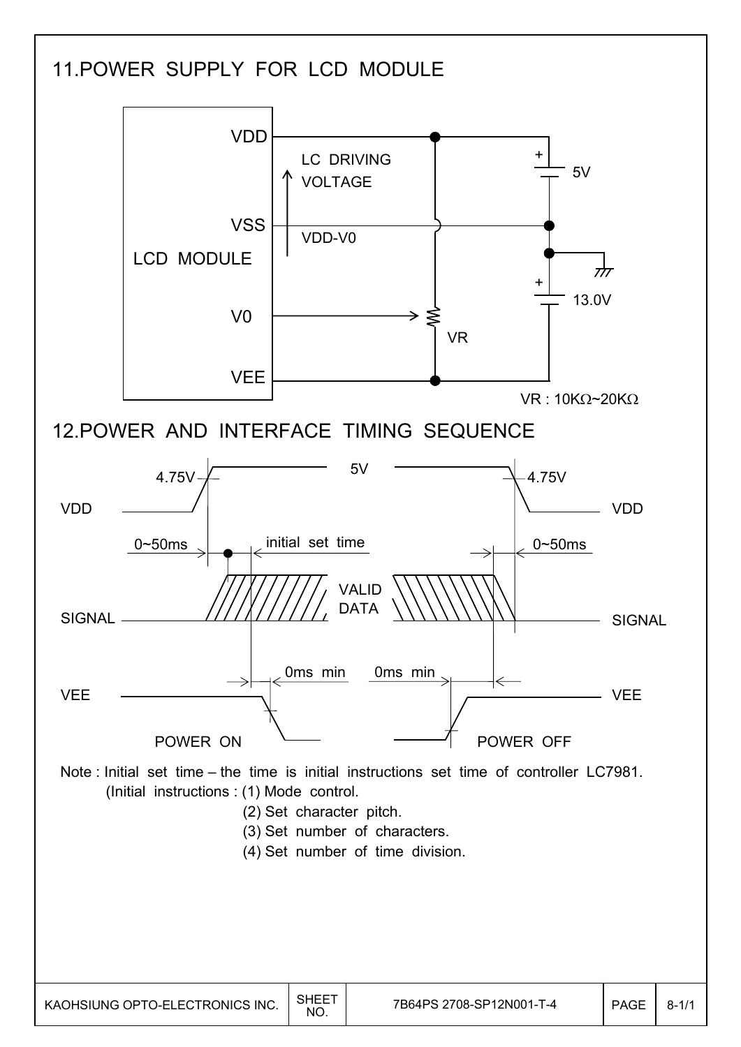## 11.POWER SUPPLY FOR LCD MODULE

LCD MODULE

VDD

VSS

V0

VEE

LC DRIVING VOLTAGE

VDD-V0

5V

13.0V

VR

VR : 10KΩ~20KΩ

## 12.POWER AND INTERFACE TIMING SEQUENCE

VDD

4.75V

5V

4.75V

VDD

0~50ms

initial set time

0~50ms

SIGNAL

VALID DATA

SIGNAL

VEE

0ms min

0ms min

VEE

POWER ON

POWER OFF

Note : Initial set time – the time is initial instructions set time of controller LC7981.

(Initial instructions : (1) Mode control.

(2) Set character pitch.

(3) Set number of characters.

(4) Set number of time division.